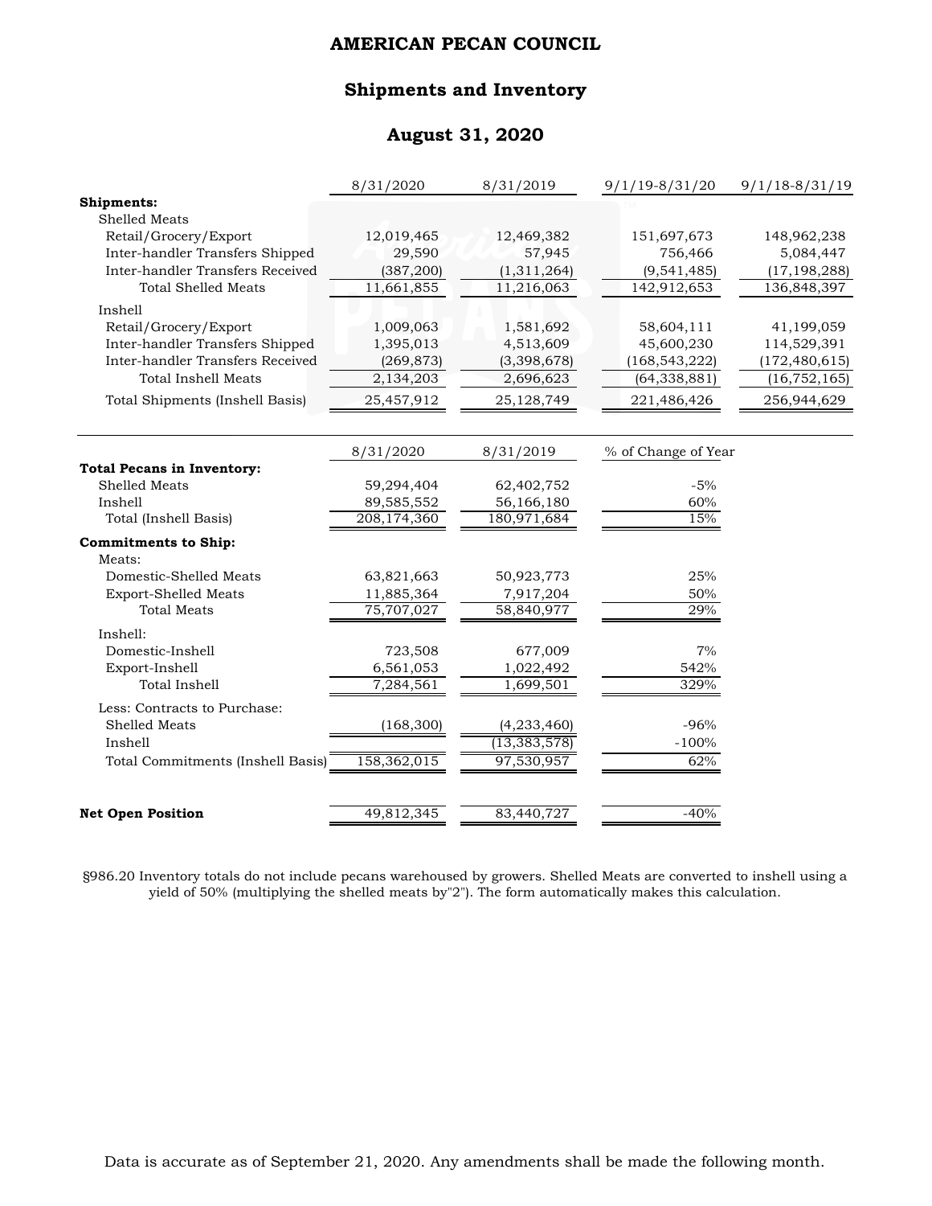# AMERICAN PECAN COUNCIL

## Shipments and Inventory

## August 31, 2020

| | 8/31/2020 | 8/31/2019 | 9/1/19-8/31/20 | 9/1/18-8/31/19 |
|---|---|---|---|---|
| **Shipments:** | | | | |
| Shelled Meats | | | | |
| Retail/Grocery/Export | 12,019,465 | 12,469,382 | 151,697,673 | 148,962,238 |
| Inter-handler Transfers Shipped | 29,590 | 57,945 | 756,466 | 5,084,447 |
| Inter-handler Transfers Received | (387,200) | (1,311,264) | (9,541,485) | (17,198,288) |
| Total Shelled Meats | 11,661,855 | 11,216,063 | 142,912,653 | 136,848,397 |
| Inshell | | | | |
| Retail/Grocery/Export | 1,009,063 | 1,581,692 | 58,604,111 | 41,199,059 |
| Inter-handler Transfers Shipped | 1,395,013 | 4,513,609 | 45,600,230 | 114,529,391 |
| Inter-handler Transfers Received | (269,873) | (3,398,678) | (168,543,222) | (172,480,615) |
| Total Inshell Meats | 2,134,203 | 2,696,623 | (64,338,881) | (16,752,165) |
| Total Shipments (Inshell Basis) | 25,457,912 | 25,128,749 | 221,486,426 | 256,944,629 |

| | 8/31/2020 | 8/31/2019 | % of Change of Year |
|---|---|---|---|
| **Total Pecans in Inventory:** | | | |
| Shelled Meats | 59,294,404 | 62,402,752 | -5% |
| Inshell | 89,585,552 | 56,166,180 | 60% |
| Total (Inshell Basis) | 208,174,360 | 180,971,684 | 15% |
| **Commitments to Ship:** | | | |
| Meats: | | | |
| Domestic-Shelled Meats | 63,821,663 | 50,923,773 | 25% |
| Export-Shelled Meats | 11,885,364 | 7,917,204 | 50% |
| Total Meats | 75,707,027 | 58,840,977 | 29% |
| Inshell: | | | |
| Domestic-Inshell | 723,508 | 677,009 | 7% |
| Export-Inshell | 6,561,053 | 1,022,492 | 542% |
| Total Inshell | 7,284,561 | 1,699,501 | 329% |
| Less: Contracts to Purchase: | | | |
| Shelled Meats | (168,300) | (4,233,460) | -96% |
| Inshell | | (13,383,578) | -100% |
| Total Commitments (Inshell Basis) | 158,362,015 | 97,530,957 | 62% |
| **Net Open Position** | 49,812,345 | 83,440,727 | -40% |

§986.20 Inventory totals do not include pecans warehoused by growers. Shelled Meats are converted to inshell using a yield of 50% (multiplying the shelled meats by"2"). The form automatically makes this calculation.

Data is accurate as of September 21, 2020. Any amendments shall be made the following month.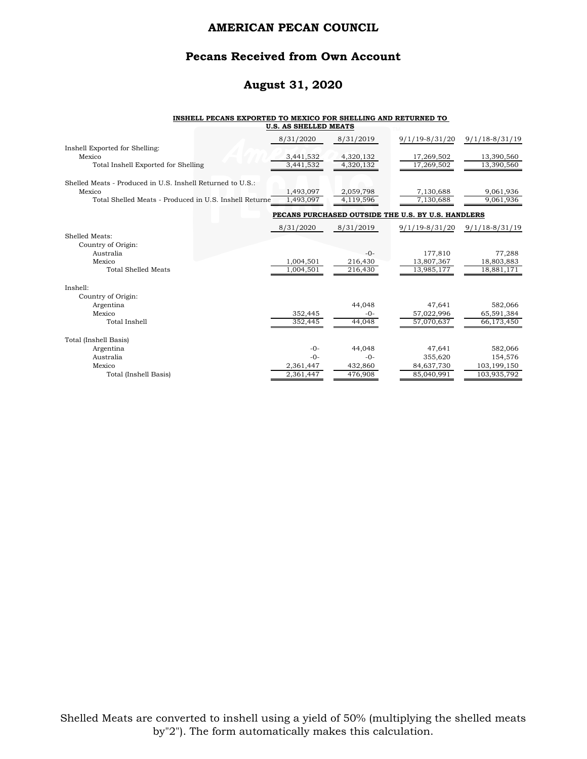# AMERICAN PECAN COUNCIL

## Pecans Received from Own Account

## August 31, 2020

**INSHELL PECANS EXPORTED TO MEXICO FOR SHELLING AND RETURNED TO U.S. AS SHELLED MEATS**

| | 8/31/2020 | 8/31/2019 | 9/1/19-8/31/20 | 9/1/18-8/31/19 |
|---|---|---|---|---|
| Inshell Exported for Shelling: | | | | |
| Mexico | 3,441,532 | 4,320,132 | 17,269,502 | 13,390,560 |
| Total Inshell Exported for Shelling | 3,441,532 | 4,320,132 | 17,269,502 | 13,390,560 |
| | | | | |
| Shelled Meats - Produced in U.S. Inshell Returned to U.S.: | | | | |
| Mexico | 1,493,097 | 2,059,798 | 7,130,688 | 9,061,936 |
| Total Shelled Meats - Produced in U.S. Inshell Returne | 1,493,097 | 4,119,596 | 7,130,688 | 9,061,936 |

**PECANS PURCHASED OUTSIDE THE U.S. BY U.S. HANDLERS**

| | 8/31/2020 | 8/31/2019 | 9/1/19-8/31/20 | 9/1/18-8/31/19 |
|---|---|---|---|---|
| Shelled Meats: | | | | |
| Country of Origin: | | | | |
| Australia | | -0- | 177,810 | 77,288 |
| Mexico | 1,004,501 | 216,430 | 13,807,367 | 18,803,883 |
| Total Shelled Meats | 1,004,501 | 216,430 | 13,985,177 | 18,881,171 |
| | | | | |
| Inshell: | | | | |
| Country of Origin: | | | | |
| Argentina | | 44,048 | 47,641 | 582,066 |
| Mexico | 352,445 | -0- | 57,022,996 | 65,591,384 |
| Total Inshell | 352,445 | 44,048 | 57,070,637 | 66,173,450 |
| | | | | |
| Total (Inshell Basis) | | | | |
| Argentina | -0- | 44,048 | 47,641 | 582,066 |
| Australia | -0- | -0- | 355,620 | 154,576 |
| Mexico | 2,361,447 | 432,860 | 84,637,730 | 103,199,150 |
| Total (Inshell Basis) | 2,361,447 | 476,908 | 85,040,991 | 103,935,792 |

Shelled Meats are converted to inshell using a yield of 50% (multiplying the shelled meats by"2"). The form automatically makes this calculation.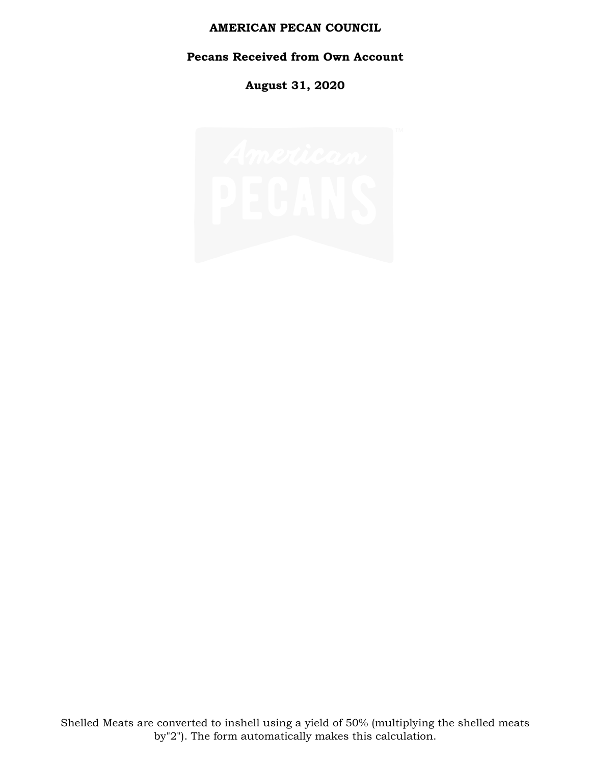**AMERICAN PECAN COUNCIL**

**Pecans Received from Own Account**

**August 31, 2020**

Shelled Meats are converted to inshell using a yield of 50% (multiplying the shelled meats by"2"). The form automatically makes this calculation.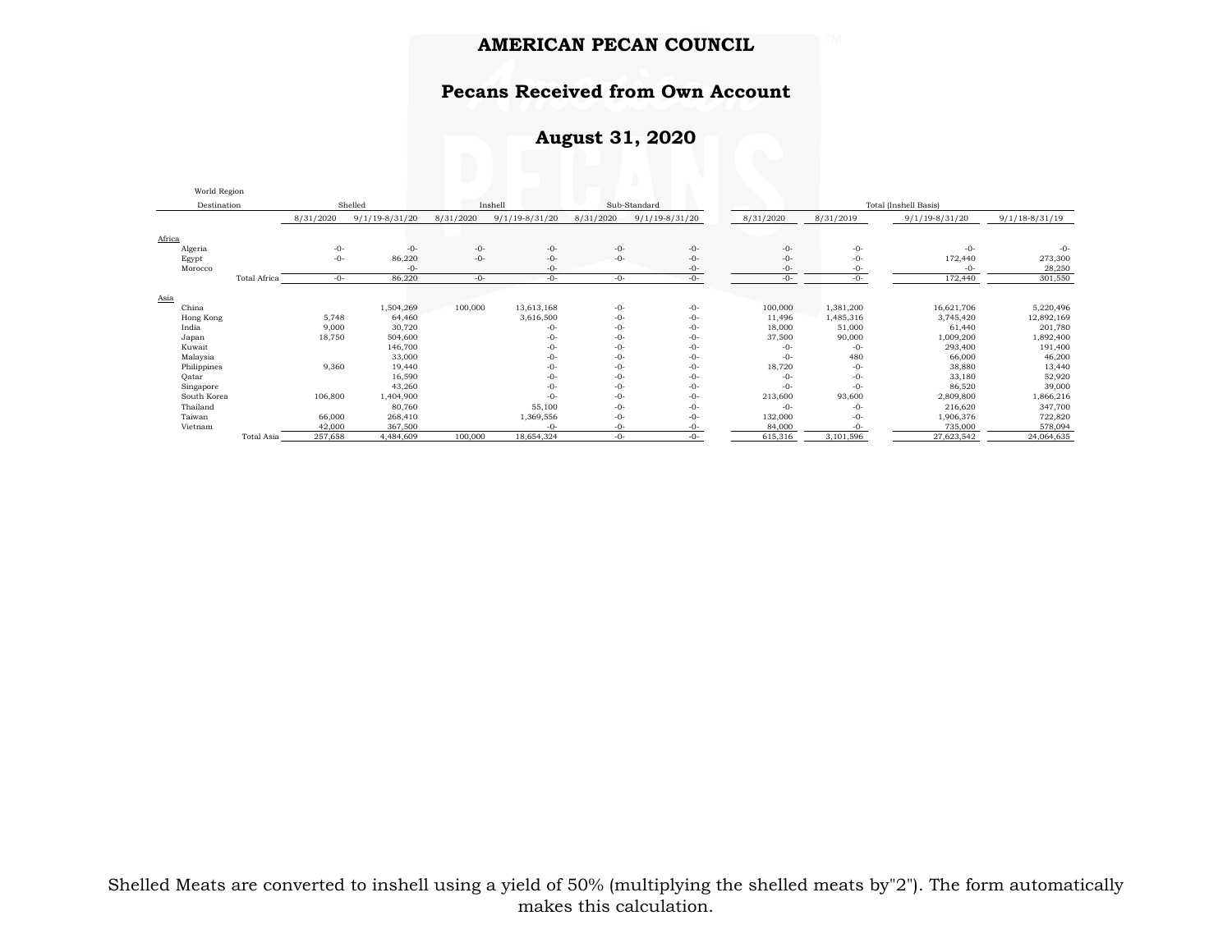# AMERICAN PECAN COUNCIL

## Pecans Received from Own Account

## August 31, 2020

| World Region Destination | Shelled | | Inshell | | Sub-Standard | | Total (Inshell Basis) | | | |
|---|---|---|---|---|---|---|---|---|---|---|
| | 8/31/2020 | 9/1/19-8/31/20 | 8/31/2020 | 9/1/19-8/31/20 | 8/31/2020 | 9/1/19-8/31/20 | 8/31/2020 | 8/31/2019 | 9/1/19-8/31/20 | 9/1/18-8/31/19 |
| Africa | | | | | | | | | | |
| Algeria | -0- | -0- | -0- | -0- | -0- | -0- | -0- | -0- | -0- | -0- |
| Egypt | -0- | 86,220 | -0- | -0- | -0- | -0- | -0- | -0- | 172,440 | 273,300 |
| Morocco | | -0- | | -0- | | -0- | -0- | -0- | -0- | 28,250 |
| Total Africa | -0- | 86,220 | -0- | -0- | -0- | -0- | -0- | -0- | 172,440 | 301,550 |
| Asia | | | | | | | | | | |
| China | | 1,504,269 | 100,000 | 13,613,168 | -0- | -0- | 100,000 | 1,381,200 | 16,621,706 | 5,220,496 |
| Hong Kong | 5,748 | 64,460 | | 3,616,500 | -0- | -0- | 11,496 | 1,485,316 | 3,745,420 | 12,892,169 |
| India | 9,000 | 30,720 | | -0- | -0- | -0- | 18,000 | 51,000 | 61,440 | 201,780 |
| Japan | 18,750 | 504,600 | | -0- | -0- | -0- | 37,500 | 90,000 | 1,009,200 | 1,892,400 |
| Kuwait | | 146,700 | | -0- | -0- | -0- | -0- | -0- | 293,400 | 191,400 |
| Malaysia | | 33,000 | | -0- | -0- | -0- | -0- | 480 | 66,000 | 46,200 |
| Philippines | 9,360 | 19,440 | | -0- | -0- | -0- | 18,720 | -0- | 38,880 | 13,440 |
| Qatar | | 16,590 | | -0- | -0- | -0- | -0- | -0- | 33,180 | 52,920 |
| Singapore | | 43,260 | | -0- | -0- | -0- | -0- | -0- | 86,520 | 39,000 |
| South Korea | 106,800 | 1,404,900 | | -0- | -0- | -0- | 213,600 | 93,600 | 2,809,800 | 1,866,216 |
| Thailand | | 80,760 | | 55,100 | -0- | -0- | -0- | -0- | 216,620 | 347,700 |
| Taiwan | 66,000 | 268,410 | | 1,369,556 | -0- | -0- | 132,000 | -0- | 1,906,376 | 722,820 |
| Vietnam | 42,000 | 367,500 | | -0- | -0- | -0- | 84,000 | -0- | 735,000 | 578,094 |
| Total Asia | 257,658 | 4,484,609 | 100,000 | 18,654,324 | -0- | -0- | 615,316 | 3,101,596 | 27,623,542 | 24,064,635 |

Shelled Meats are converted to inshell using a yield of 50% (multiplying the shelled meats by"2"). The form automatically makes this calculation.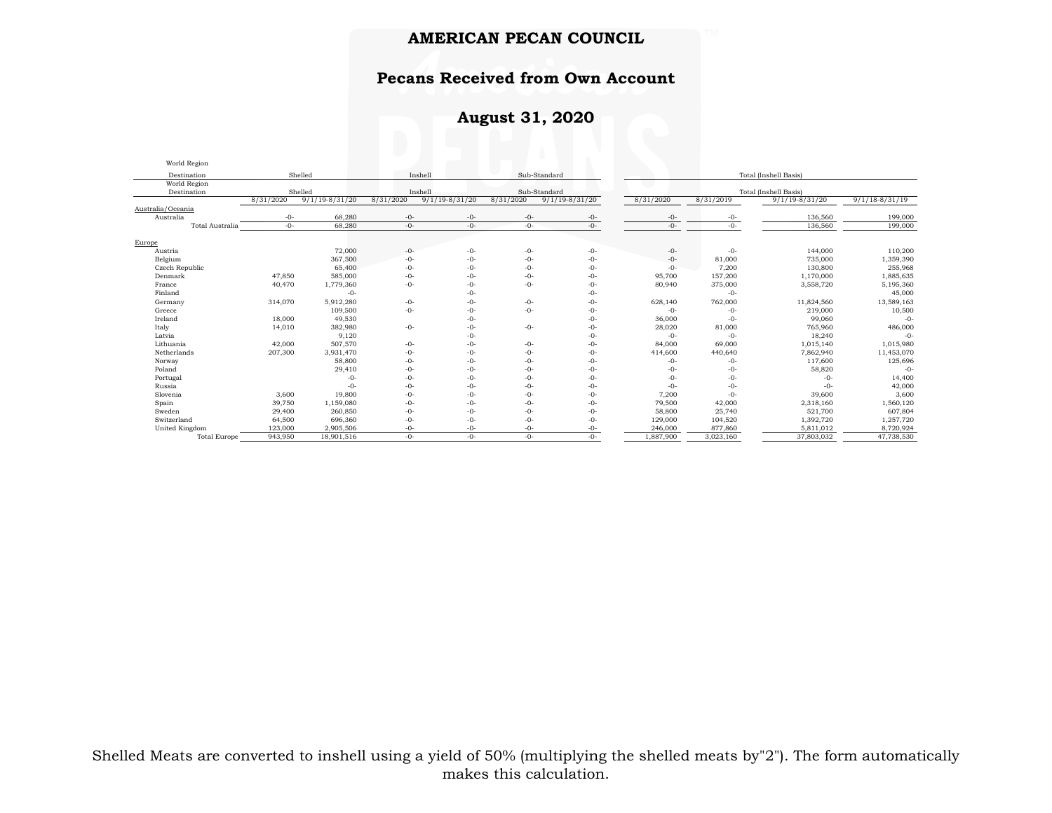# AMERICAN PECAN COUNCIL

## Pecans Received from Own Account

## August 31, 2020

| World Region Destination | Shelled | | Inshell | | Sub-Standard | | Total (Inshell Basis) | | | |
|---|---|---|---|---|---|---|---|---|---|---|
| | 8/31/2020 | 9/1/19-8/31/20 | 8/31/2020 | 9/1/19-8/31/20 | 8/31/2020 | 9/1/19-8/31/20 | 8/31/2020 | 8/31/2019 | 9/1/19-8/31/20 | 9/1/18-8/31/19 |
| **Australia/Oceania** | | | | | | | | | | |
| Australia | -0- | 68,280 | -0- | -0- | -0- | -0- | -0- | -0- | 136,560 | 199,000 |
| Total Australia | -0- | 68,280 | -0- | -0- | -0- | -0- | -0- | -0- | 136,560 | 199,000 |
| **Europe** | | | | | | | | | | |
| Austria | | 72,000 | -0- | -0- | -0- | -0- | -0- | -0- | 144,000 | 110,200 |
| Belgium | | 367,500 | -0- | -0- | -0- | -0- | -0- | 81,000 | 735,000 | 1,359,390 |
| Czech Republic | | 65,400 | -0- | -0- | -0- | -0- | -0- | 7,200 | 130,800 | 255,968 |
| Denmark | 47,850 | 585,000 | -0- | -0- | -0- | -0- | 95,700 | 157,200 | 1,170,000 | 1,885,635 |
| France | 40,470 | 1,779,360 | -0- | -0- | -0- | -0- | 80,940 | 375,000 | 3,558,720 | 5,195,360 |
| Finland | | -0- | | -0- | | -0- | | -0- | | 45,000 |
| Germany | 314,070 | 5,912,280 | -0- | -0- | -0- | -0- | 628,140 | 762,000 | 11,824,560 | 13,589,163 |
| Greece | | 109,500 | -0- | -0- | -0- | -0- | -0- | -0- | 219,000 | 10,500 |
| Ireland | 18,000 | 49,530 | | -0- | | -0- | 36,000 | -0- | 99,060 | -0- |
| Italy | 14,010 | 382,980 | -0- | -0- | -0- | -0- | 28,020 | 81,000 | 765,960 | 486,000 |
| Latvia | | 9,120 | | -0- | | -0- | -0- | -0- | 18,240 | -0- |
| Lithuania | 42,000 | 507,570 | -0- | -0- | -0- | -0- | 84,000 | 69,000 | 1,015,140 | 1,015,980 |
| Netherlands | 207,300 | 3,931,470 | -0- | -0- | -0- | -0- | 414,600 | 440,640 | 7,862,940 | 11,453,070 |
| Norway | | 58,800 | -0- | -0- | -0- | -0- | -0- | -0- | 117,600 | 125,696 |
| Poland | | 29,410 | -0- | -0- | -0- | -0- | -0- | -0- | 58,820 | -0- |
| Portugal | | -0- | -0- | -0- | -0- | -0- | -0- | -0- | -0- | 14,400 |
| Russia | | -0- | -0- | -0- | -0- | -0- | -0- | -0- | -0- | 42,000 |
| Slovenia | 3,600 | 19,800 | -0- | -0- | -0- | -0- | 7,200 | -0- | 39,600 | 3,600 |
| Spain | 39,750 | 1,159,080 | -0- | -0- | -0- | -0- | 79,500 | 42,000 | 2,318,160 | 1,560,120 |
| Sweden | 29,400 | 260,850 | -0- | -0- | -0- | -0- | 58,800 | 25,740 | 521,700 | 607,804 |
| Switzerland | 64,500 | 696,360 | -0- | -0- | -0- | -0- | 129,000 | 104,520 | 1,392,720 | 1,257,720 |
| United Kingdom | 123,000 | 2,905,506 | -0- | -0- | -0- | -0- | 246,000 | 877,860 | 5,811,012 | 8,720,924 |
| Total Europe | 943,950 | 18,901,516 | -0- | -0- | -0- | -0- | 1,887,900 | 3,023,160 | 37,803,032 | 47,738,530 |

Shelled Meats are converted to inshell using a yield of 50% (multiplying the shelled meats by"2"). The form automatically makes this calculation.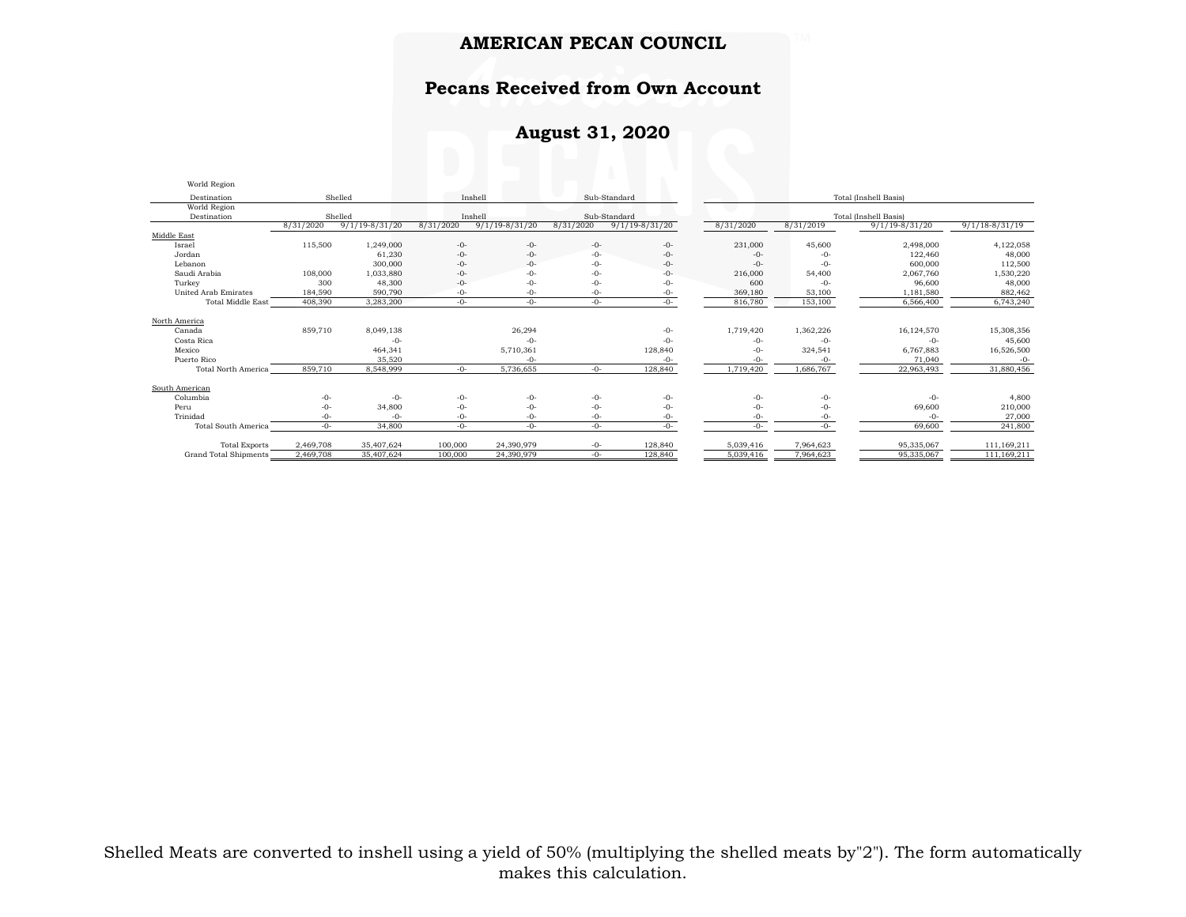# AMERICAN PECAN COUNCIL

## Pecans Received from Own Account

## August 31, 2020

| World Region Destination | Shelled | | Inshell | | Sub-Standard | | Total (Inshell Basis) | | | |
|---|---|---|---|---|---|---|---|---|---|---|
| | 8/31/2020 | 9/1/19-8/31/20 | 8/31/2020 | 9/1/19-8/31/20 | 8/31/2020 | 9/1/19-8/31/20 | 8/31/2020 | 8/31/2019 | 9/1/19-8/31/20 | 9/1/18-8/31/19 |
| Middle East | | | | | | | | | | |
| Israel | 115,500 | 1,249,000 | -0- | -0- | -0- | -0- | 231,000 | 45,600 | 2,498,000 | 4,122,058 |
| Jordan | | 61,230 | -0- | -0- | -0- | -0- | -0- | -0- | 122,460 | 48,000 |
| Lebanon | | 300,000 | -0- | -0- | -0- | -0- | -0- | -0- | 600,000 | 112,500 |
| Saudi Arabia | 108,000 | 1,033,880 | -0- | -0- | -0- | -0- | 216,000 | 54,400 | 2,067,760 | 1,530,220 |
| Turkey | 300 | 48,300 | -0- | -0- | -0- | -0- | 600 | -0- | 96,600 | 48,000 |
| United Arab Emirates | 184,590 | 590,790 | -0- | -0- | -0- | -0- | 369,180 | 53,100 | 1,181,580 | 882,462 |
| Total Middle East | 408,390 | 3,283,200 | -0- | -0- | -0- | -0- | 816,780 | 153,100 | 6,566,400 | 6,743,240 |
| North America | | | | | | | | | | |
| Canada | 859,710 | 8,049,138 | | 26,294 | | -0- | 1,719,420 | 1,362,226 | 16,124,570 | 15,308,356 |
| Costa Rica | | -0- | | -0- | | -0- | -0- | -0- | -0- | 45,600 |
| Mexico | | 464,341 | | 5,710,361 | | 128,840 | -0- | 324,541 | 6,767,883 | 16,526,500 |
| Puerto Rico | | 35,520 | | -0- | | -0- | -0- | -0- | 71,040 | -0- |
| Total North America | 859,710 | 8,548,999 | -0- | 5,736,655 | -0- | 128,840 | 1,719,420 | 1,686,767 | 22,963,493 | 31,880,456 |
| South American | | | | | | | | | | |
| Columbia | -0- | -0- | -0- | -0- | -0- | -0- | -0- | -0- | -0- | 4,800 |
| Peru | -0- | 34,800 | -0- | -0- | -0- | -0- | -0- | -0- | 69,600 | 210,000 |
| Trinidad | -0- | -0- | -0- | -0- | -0- | -0- | -0- | -0- | -0- | 27,000 |
| Total South America | -0- | 34,800 | -0- | -0- | -0- | -0- | -0- | -0- | 69,600 | 241,800 |
| Total Exports | 2,469,708 | 35,407,624 | 100,000 | 24,390,979 | -0- | 128,840 | 5,039,416 | 7,964,623 | 95,335,067 | 111,169,211 |
| Grand Total Shipments | 2,469,708 | 35,407,624 | 100,000 | 24,390,979 | -0- | 128,840 | 5,039,416 | 7,964,623 | 95,335,067 | 111,169,211 |

Shelled Meats are converted to inshell using a yield of 50% (multiplying the shelled meats by"2"). The form automatically makes this calculation.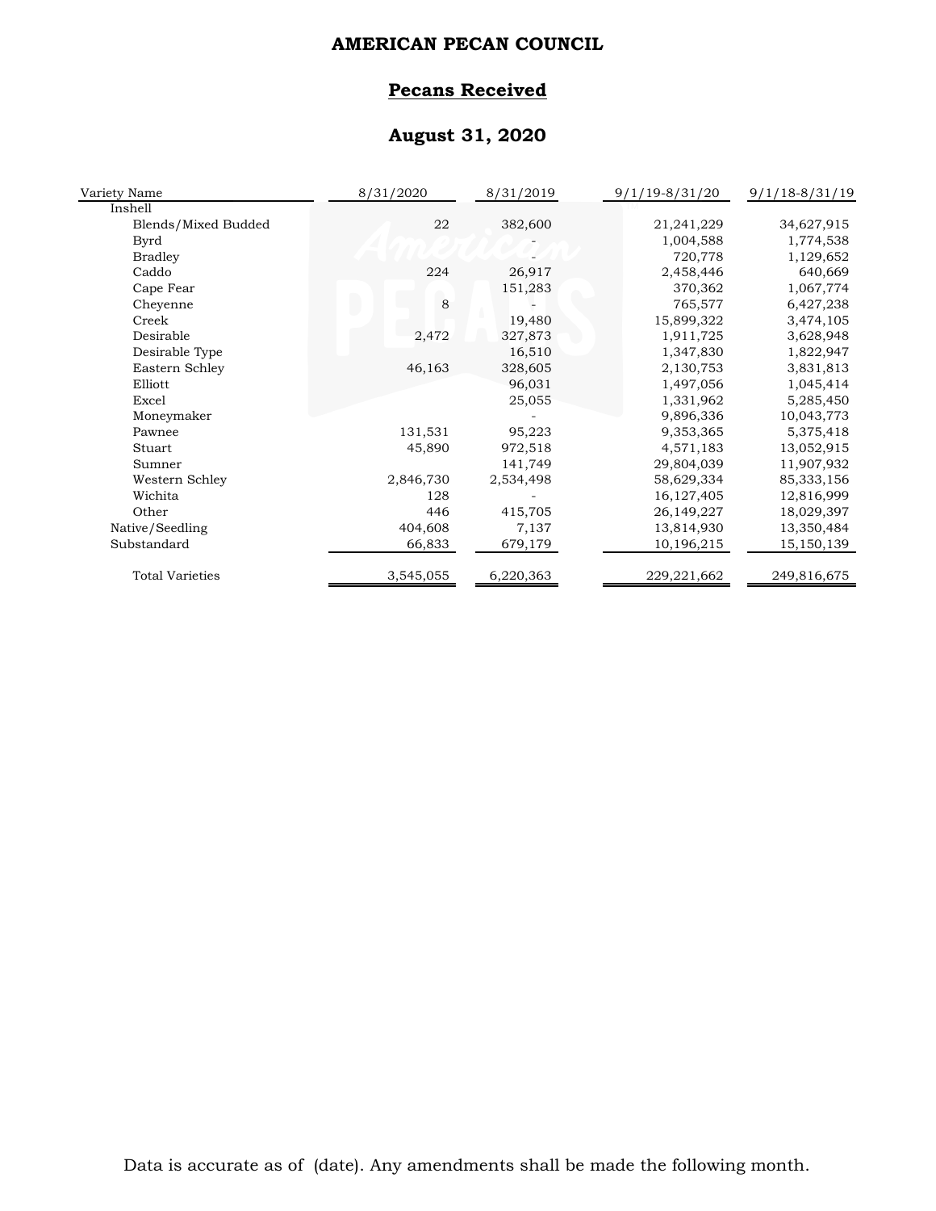# AMERICAN PECAN COUNCIL

## Pecans Received

## August 31, 2020

| Variety Name | 8/31/2020 | 8/31/2019 | 9/1/19-8/31/20 | 9/1/18-8/31/19 |
|---|---|---|---|---|
| Inshell | | | | |
| Blends/Mixed Budded | 22 | 382,600 | 21,241,229 | 34,627,915 |
| Byrd | | - | 1,004,588 | 1,774,538 |
| Bradley | | - | 720,778 | 1,129,652 |
| Caddo | 224 | 26,917 | 2,458,446 | 640,669 |
| Cape Fear | | 151,283 | 370,362 | 1,067,774 |
| Cheyenne | 8 | - | 765,577 | 6,427,238 |
| Creek | | 19,480 | 15,899,322 | 3,474,105 |
| Desirable | 2,472 | 327,873 | 1,911,725 | 3,628,948 |
| Desirable Type | | 16,510 | 1,347,830 | 1,822,947 |
| Eastern Schley | 46,163 | 328,605 | 2,130,753 | 3,831,813 |
| Elliott | | 96,031 | 1,497,056 | 1,045,414 |
| Excel | | 25,055 | 1,331,962 | 5,285,450 |
| Moneymaker | | - | 9,896,336 | 10,043,773 |
| Pawnee | 131,531 | 95,223 | 9,353,365 | 5,375,418 |
| Stuart | 45,890 | 972,518 | 4,571,183 | 13,052,915 |
| Sumner | | 141,749 | 29,804,039 | 11,907,932 |
| Western Schley | 2,846,730 | 2,534,498 | 58,629,334 | 85,333,156 |
| Wichita | 128 | - | 16,127,405 | 12,816,999 |
| Other | 446 | 415,705 | 26,149,227 | 18,029,397 |
| Native/Seedling | 404,608 | 7,137 | 13,814,930 | 13,350,484 |
| Substandard | 66,833 | 679,179 | 10,196,215 | 15,150,139 |
| Total Varieties | 3,545,055 | 6,220,363 | 229,221,662 | 249,816,675 |

Data is accurate as of (date). Any amendments shall be made the following month.